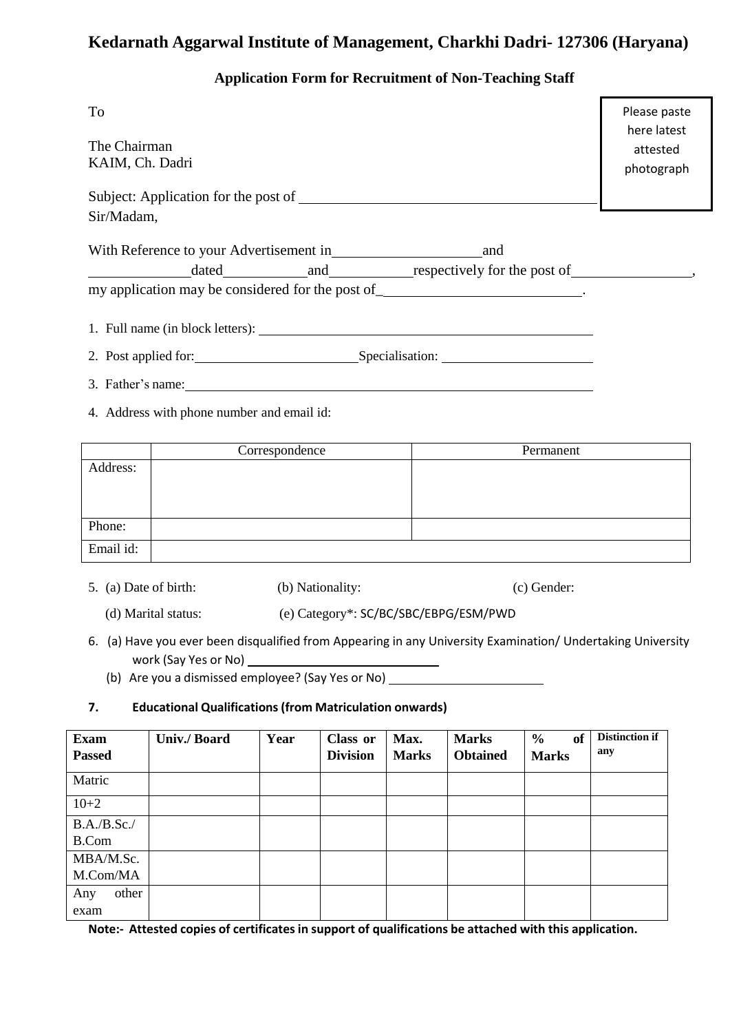# Kedarnath Aggarwal Institute of Management, Charkhi Dadri- 127306 (Haryana)

## Application Form for Recruitment of Non-Teaching Staff

To

The Chairman
KAIM, Ch. Dadri

Please paste here latest attested photograph

Subject: Application for the post of ______________________________
Sir/Madam,

With Reference to your Advertisement in ____________________ and ____________ dated ___________ and ___________ respectively for the post of ________________, my application may be considered for the post of ___________________________.

1. Full name (in block letters): ______________________________
2. Post applied for: ____________________ Specialisation: ____________________
3. Father's name: ______________________________
4. Address with phone number and email id:

| | Correspondence | Permanent |
|---|---|---|
| Address: | | |
| Phone: | | |
| Email id: | | |

5. (a) Date of birth: (b) Nationality: (c) Gender:

   (d) Marital status: (e) Category*: SC/BC/SBC/EBPG/ESM/PWD

6. (a) Have you ever been disqualified from Appearing in any University Examination/ Undertaking University work (Say Yes or No) ____________________

   (b) Are you a dismissed employee? (Say Yes or No) ____________________

**7. Educational Qualifications (from Matriculation onwards)**

| Exam Passed | Univ./ Board | Year | Class or Division | Max. Marks | Marks Obtained | % of Marks | Distinction if any |
|---|---|---|---|---|---|---|---|
| Matric | | | | | | | |
| 10+2 | | | | | | | |
| B.A./B.Sc./ B.Com | | | | | | | |
| MBA/M.Sc. M.Com/MA | | | | | | | |
| Any other exam | | | | | | | |

**Note:- Attested copies of certificates in support of qualifications be attached with this application.**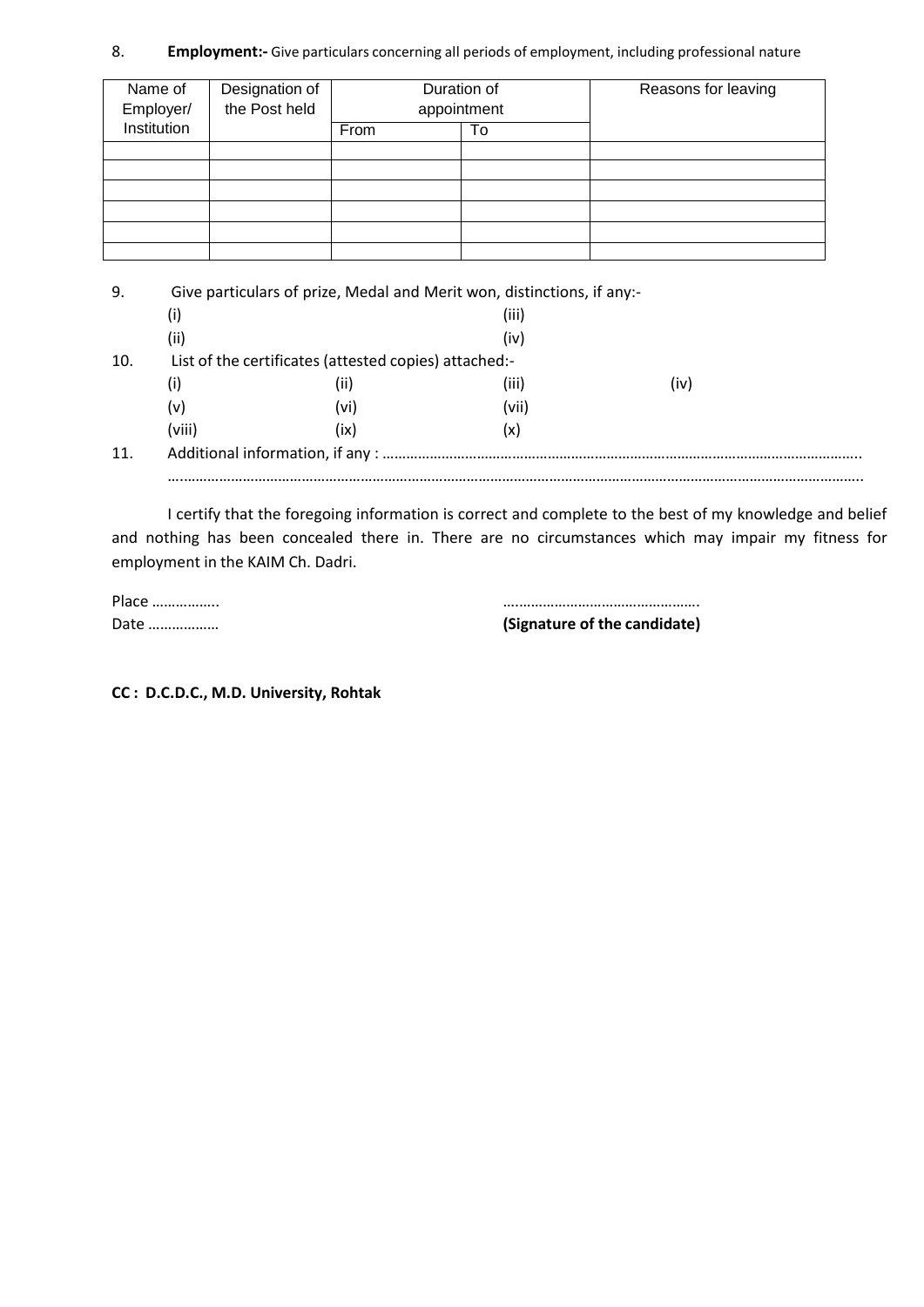8. **Employment:-** Give particulars concerning all periods of employment, including professional nature

| Name of Employer/ Institution | Designation of the Post held | Duration of appointment | | Reasons for leaving |
|---|---|---|---|---|
| | | From | To | |
| | | | | |
| | | | | |
| | | | | |
| | | | | |
| | | | | |
| | | | | |

9. Give particulars of prize, Medal and Merit won, distinctions, if any:-

   (i) (iii)

   (ii) (iv)

10. List of the certificates (attested copies) attached:-

   (i) (ii) (iii) (iv)

   (v) (vi) (vii)

   (viii) (ix) (x)

11. Additional information, if any : ……………………………………………………………………………………………………………..

   ………………………………………………………………………………………………………………………………………………………..

I certify that the foregoing information is correct and complete to the best of my knowledge and belief and nothing has been concealed there in. There are no circumstances which may impair my fitness for employment in the KAIM Ch. Dadri.

Place ……………..

Date ………………

………………………………………….

**(Signature of the candidate)**

**CC : D.C.D.C., M.D. University, Rohtak**